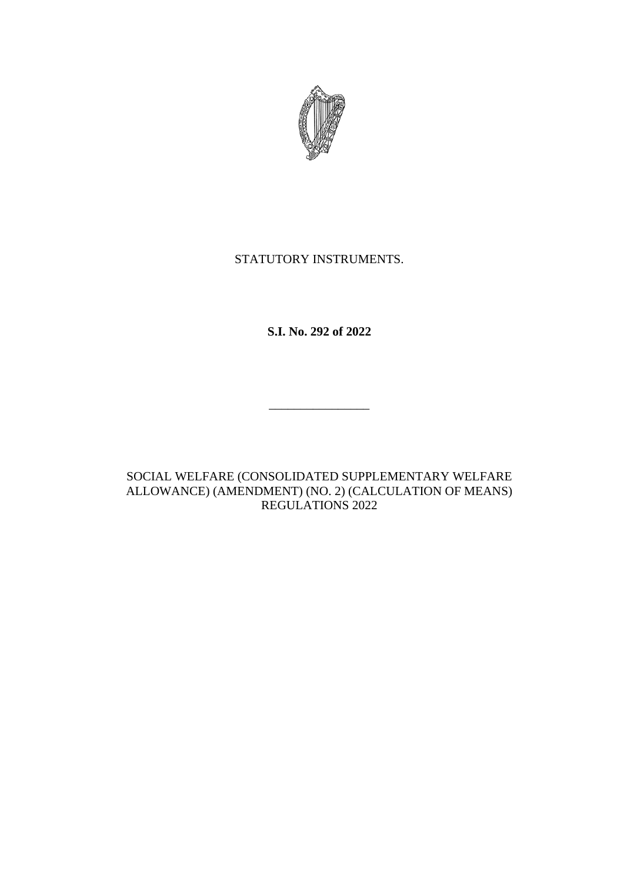STATUTORY INSTRUMENTS.

**S.I. No. 292 of 2022**

---

SOCIAL WELFARE (CONSOLIDATED SUPPLEMENTARY WELFARE ALLOWANCE) (AMENDMENT) (NO. 2) (CALCULATION OF MEANS) REGULATIONS 2022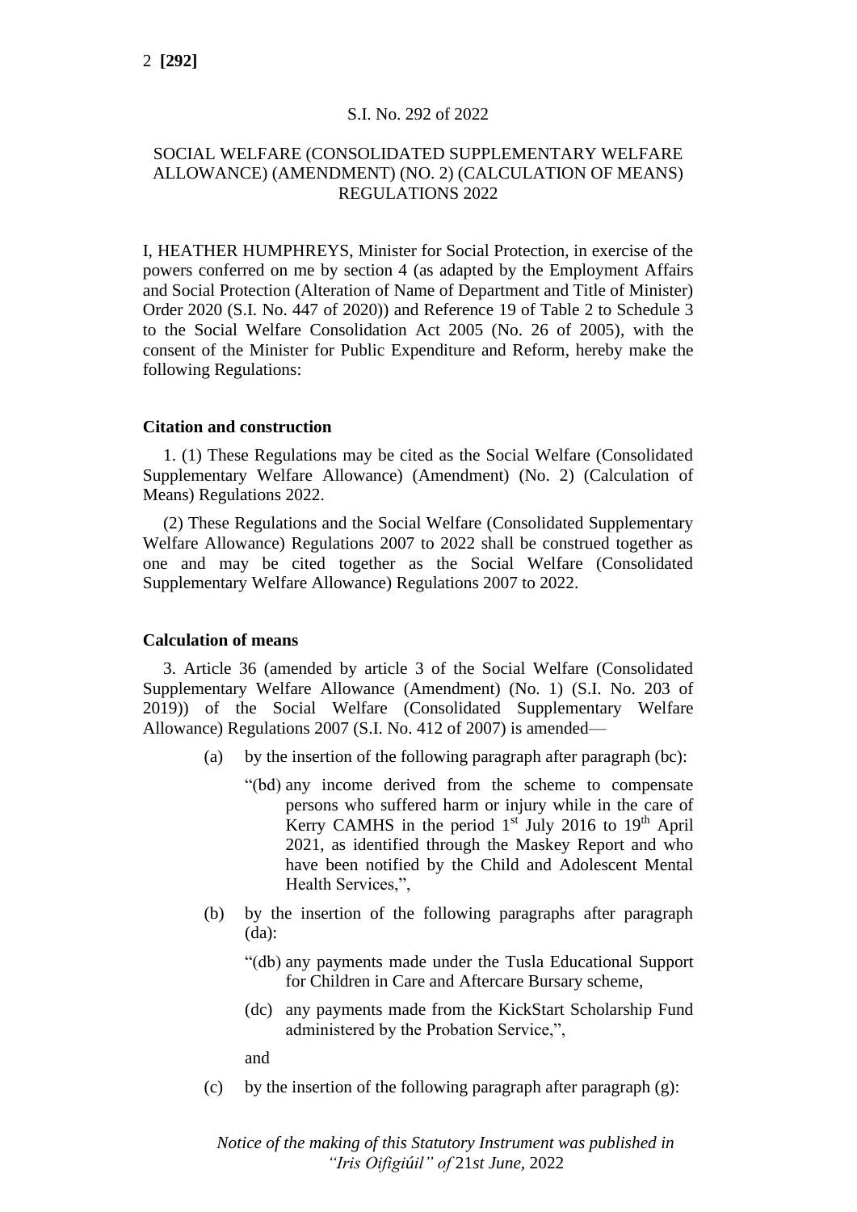S.I. No. 292 of 2022

SOCIAL WELFARE (CONSOLIDATED SUPPLEMENTARY WELFARE ALLOWANCE) (AMENDMENT) (NO. 2) (CALCULATION OF MEANS) REGULATIONS 2022

I, HEATHER HUMPHREYS, Minister for Social Protection, in exercise of the powers conferred on me by section 4 (as adapted by the Employment Affairs and Social Protection (Alteration of Name of Department and Title of Minister) Order 2020 (S.I. No. 447 of 2020)) and Reference 19 of Table 2 to Schedule 3 to the Social Welfare Consolidation Act 2005 (No. 26 of 2005), with the consent of the Minister for Public Expenditure and Reform, hereby make the following Regulations:

**Citation and construction**

1. (1) These Regulations may be cited as the Social Welfare (Consolidated Supplementary Welfare Allowance) (Amendment) (No. 2) (Calculation of Means) Regulations 2022.

(2) These Regulations and the Social Welfare (Consolidated Supplementary Welfare Allowance) Regulations 2007 to 2022 shall be construed together as one and may be cited together as the Social Welfare (Consolidated Supplementary Welfare Allowance) Regulations 2007 to 2022.

**Calculation of means**

3. Article 36 (amended by article 3 of the Social Welfare (Consolidated Supplementary Welfare Allowance (Amendment) (No. 1) (S.I. No. 203 of 2019)) of the Social Welfare (Consolidated Supplementary Welfare Allowance) Regulations 2007 (S.I. No. 412 of 2007) is amended—

(a) by the insertion of the following paragraph after paragraph (bc):

"(bd) any income derived from the scheme to compensate persons who suffered harm or injury while in the care of Kerry CAMHS in the period 1st July 2016 to 19th April 2021, as identified through the Maskey Report and who have been notified by the Child and Adolescent Mental Health Services,",

(b) by the insertion of the following paragraphs after paragraph (da):

"(db) any payments made under the Tusla Educational Support for Children in Care and Aftercare Bursary scheme,

(dc) any payments made from the KickStart Scholarship Fund administered by the Probation Service,",

and

(c) by the insertion of the following paragraph after paragraph (g):

*Notice of the making of this Statutory Instrument was published in "Iris Oifigiúil" of 21st June, 2022*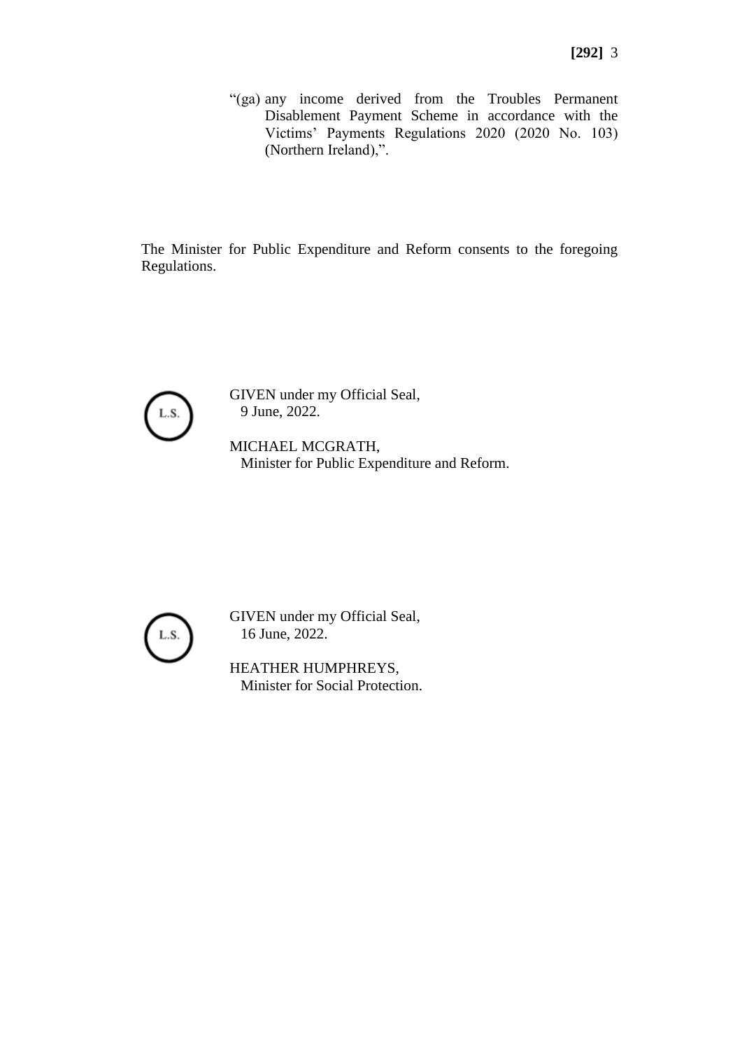"(ga) any income derived from the Troubles Permanent Disablement Payment Scheme in accordance with the Victims' Payments Regulations 2020 (2020 No. 103) (Northern Ireland),".

The Minister for Public Expenditure and Reform consents to the foregoing Regulations.

L.S.

GIVEN under my Official Seal,
9 June, 2022.

MICHAEL MCGRATH,
Minister for Public Expenditure and Reform.

L.S.

GIVEN under my Official Seal,
16 June, 2022.

HEATHER HUMPHREYS,
Minister for Social Protection.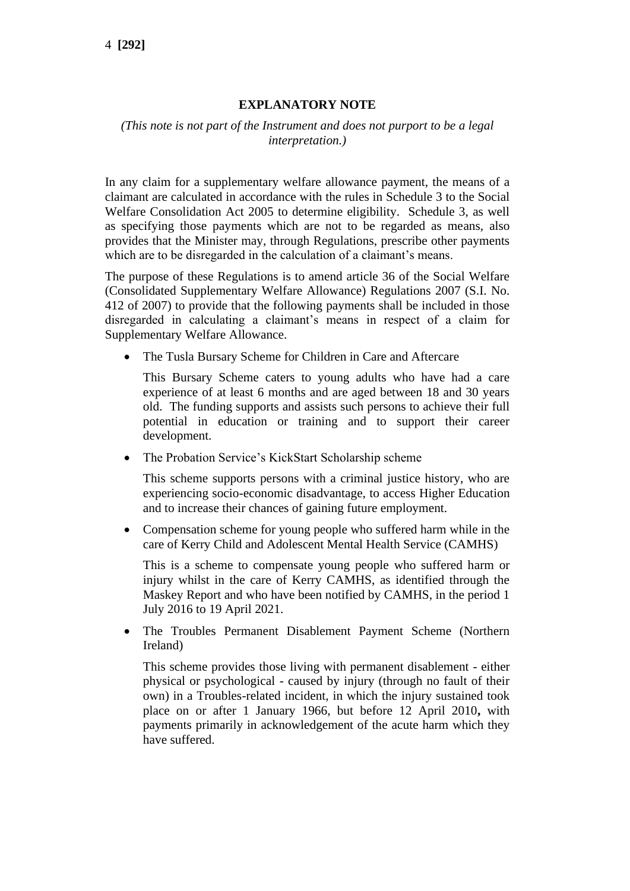## EXPLANATORY NOTE

*(This note is not part of the Instrument and does not purport to be a legal interpretation.)*

In any claim for a supplementary welfare allowance payment, the means of a claimant are calculated in accordance with the rules in Schedule 3 to the Social Welfare Consolidation Act 2005 to determine eligibility. Schedule 3, as well as specifying those payments which are not to be regarded as means, also provides that the Minister may, through Regulations, prescribe other payments which are to be disregarded in the calculation of a claimant's means.

The purpose of these Regulations is to amend article 36 of the Social Welfare (Consolidated Supplementary Welfare Allowance) Regulations 2007 (S.I. No. 412 of 2007) to provide that the following payments shall be included in those disregarded in calculating a claimant's means in respect of a claim for Supplementary Welfare Allowance.

- The Tusla Bursary Scheme for Children in Care and Aftercare

  This Bursary Scheme caters to young adults who have had a care experience of at least 6 months and are aged between 18 and 30 years old. The funding supports and assists such persons to achieve their full potential in education or training and to support their career development.

- The Probation Service's KickStart Scholarship scheme

  This scheme supports persons with a criminal justice history, who are experiencing socio-economic disadvantage, to access Higher Education and to increase their chances of gaining future employment.

- Compensation scheme for young people who suffered harm while in the care of Kerry Child and Adolescent Mental Health Service (CAMHS)

  This is a scheme to compensate young people who suffered harm or injury whilst in the care of Kerry CAMHS, as identified through the Maskey Report and who have been notified by CAMHS, in the period 1 July 2016 to 19 April 2021.

- The Troubles Permanent Disablement Payment Scheme (Northern Ireland)

  This scheme provides those living with permanent disablement - either physical or psychological - caused by injury (through no fault of their own) in a Troubles-related incident, in which the injury sustained took place on or after 1 January 1966, but before 12 April 2010**,** with payments primarily in acknowledgement of the acute harm which they have suffered.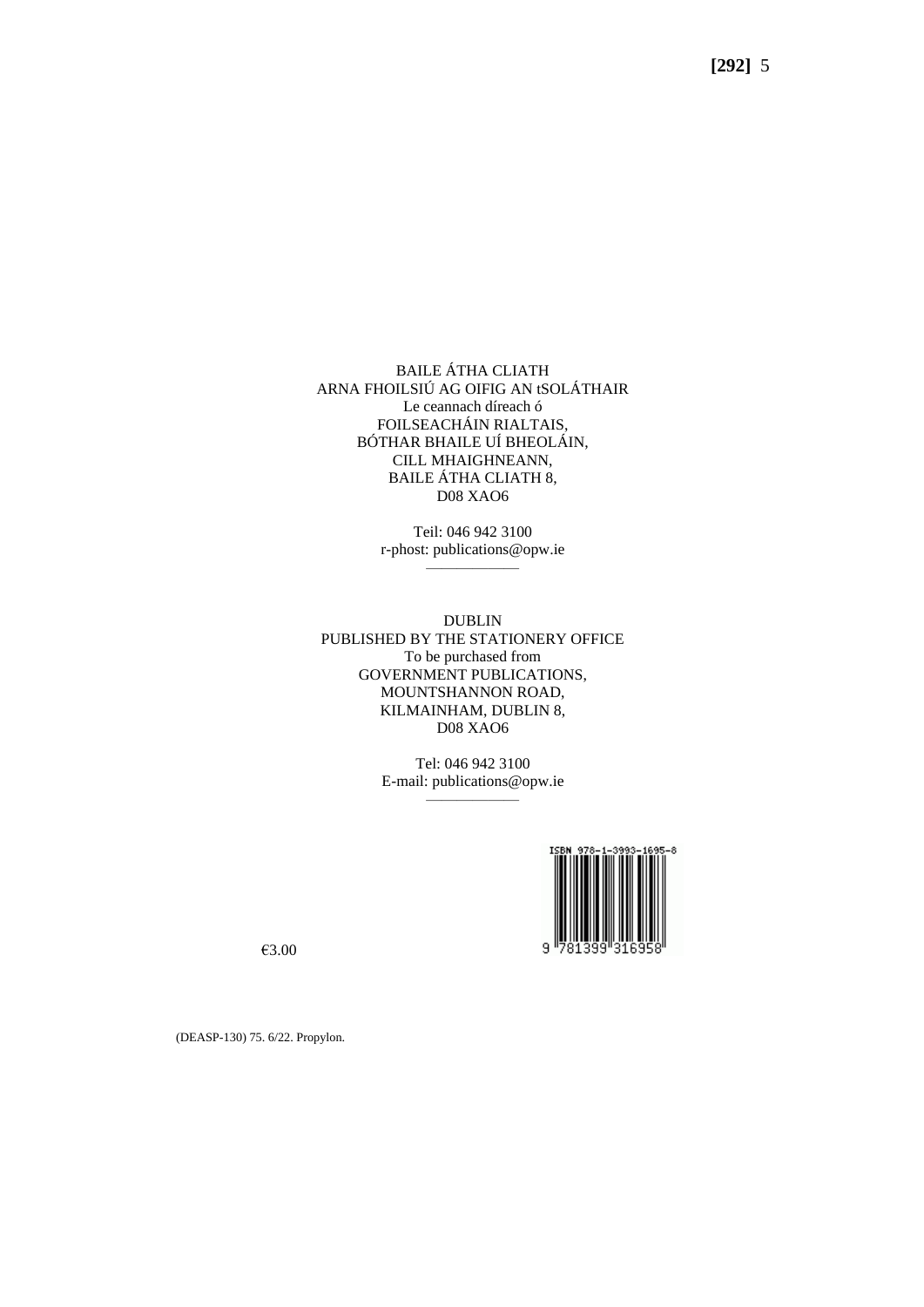BAILE ÁTHA CLIATH
ARNA FHOILSIÚ AG OIFIG AN tSOLÁTHAIR
Le ceannach díreach ó
FOILSEACHÁIN RIALTAIS,
BÓTHAR BHAILE UÍ BHEOLÁIN,
CILL MHAIGHNEANN,
BAILE ÁTHA CLIATH 8,
D08 XAO6

Teil: 046 942 3100
r-phost: publications@opw.ie

---

DUBLIN
PUBLISHED BY THE STATIONERY OFFICE
To be purchased from
GOVERNMENT PUBLICATIONS,
MOUNTSHANNON ROAD,
KILMAINHAM, DUBLIN 8,
D08 XAO6

Tel: 046 942 3100
E-mail: publications@opw.ie

---

ISBN 978-1-3993-1695-8

9 781399 316958

€3.00

(DEASP-130) 75. 6/22. Propylon.